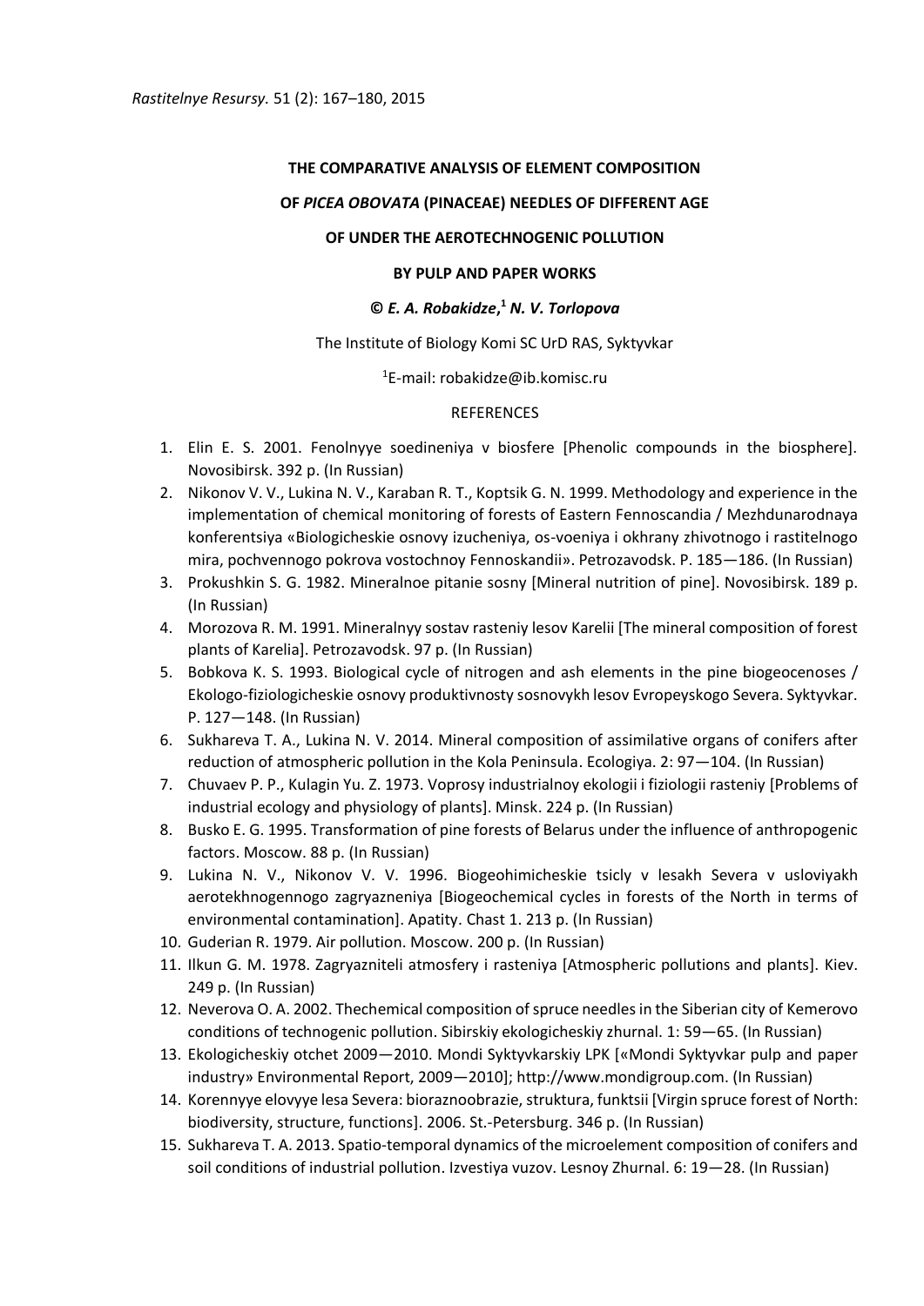*Rastitelnye Resursy.* 51 (2): 167–180, 2015

**THE COMPARATIVE ANALYSIS OF ELEMENT COMPOSITION**

**OF *PICEA OBOVATA* (PINACEAE) NEEDLES OF DIFFERENT AGE**

**OF UNDER THE AEROTECHNOGENIC POLLUTION**

**BY PULP AND PAPER WORKS**

***© E. A. Robakidze,[1] N. V. Torlopova***

The Institute of Biology Komi SC UrD RAS, Syktyvkar

[1]E-mail: robakidze@ib.komisc.ru

REFERENCES

1. Elin E. S. 2001. Fenolnyye soedineniya v biosfere [Phenolic compounds in the biosphere]. Novosibirsk. 392 p. (In Russian)
2. Nikonov V. V., Lukina N. V., Karaban R. T., Koptsik G. N. 1999. Methodology and experience in the implementation of chemical monitoring of forests of Eastern Fennoscandia / Mezhdunarodnaya konferentsiya «Biologicheskie osnovy izucheniya, os-voeniya i okhrany zhivotnogo i rastitelnogo mira, pochvennogo pokrova vostochnoy Fennoskandii». Petrozavodsk. P. 185—186. (In Russian)
3. Prokushkin S. G. 1982. Mineralnoe pitanie sosny [Mineral nutrition of pine]. Novosibirsk. 189 p. (In Russian)
4. Morozova R. M. 1991. Mineralnyy sostav rasteniy lesov Karelii [The mineral composition of forest plants of Karelia]. Petrozavodsk. 97 p. (In Russian)
5. Bobkova K. S. 1993. Biological cycle of nitrogen and ash elements in the pine biogeocenoses / Ekologo-fiziologicheskie osnovy produktivnosty sosnovykh lesov Evropeyskogo Severa. Syktyvkar. P. 127—148. (In Russian)
6. Sukhareva T. A., Lukina N. V. 2014. Mineral composition of assimilative organs of conifers after reduction of atmospheric pollution in the Kola Peninsula. Ecologiya. 2: 97—104. (In Russian)
7. Chuvaev P. P., Kulagin Yu. Z. 1973. Voprosy industrialnoy ekologii i fiziologii rasteniy [Problems of industrial ecology and physiology of plants]. Minsk. 224 p. (In Russian)
8. Busko E. G. 1995. Transformation of pine forests of Belarus under the influence of anthropogenic factors. Moscow. 88 p. (In Russian)
9. Lukina N. V., Nikonov V. V. 1996. Biogeohimicheskie tsicly v lesakh Severa v usloviyakh aerotekhnogennogo zagryazneniya [Biogeochemical cycles in forests of the North in terms of environmental contamination]. Apatity. Chast 1. 213 p. (In Russian)
10. Guderian R. 1979. Air pollution. Moscow. 200 p. (In Russian)
11. Ilkun G. M. 1978. Zagryazniteli atmosfery i rasteniya [Atmospheric pollutions and plants]. Kiev. 249 p. (In Russian)
12. Neverova O. A. 2002. Thechemical composition of spruce needles in the Siberian city of Kemerovo conditions of technogenic pollution. Sibirskiy ekologicheskiy zhurnal. 1: 59—65. (In Russian)
13. Ekologicheskiy otchet 2009—2010. Mondi Syktyvkarskiy LPK [«Mondi Syktyvkar pulp and paper industry» Environmental Report, 2009—2010]; http://www.mondigroup.com. (In Russian)
14. Korennyye elovyye lesa Severa: bioraznoobrazie, struktura, funktsii [Virgin spruce forest of North: biodiversity, structure, functions]. 2006. St.-Petersburg. 346 p. (In Russian)
15. Sukhareva T. A. 2013. Spatio-temporal dynamics of the microelement composition of conifers and soil conditions of industrial pollution. Izvestiya vuzov. Lesnoy Zhurnal. 6: 19—28. (In Russian)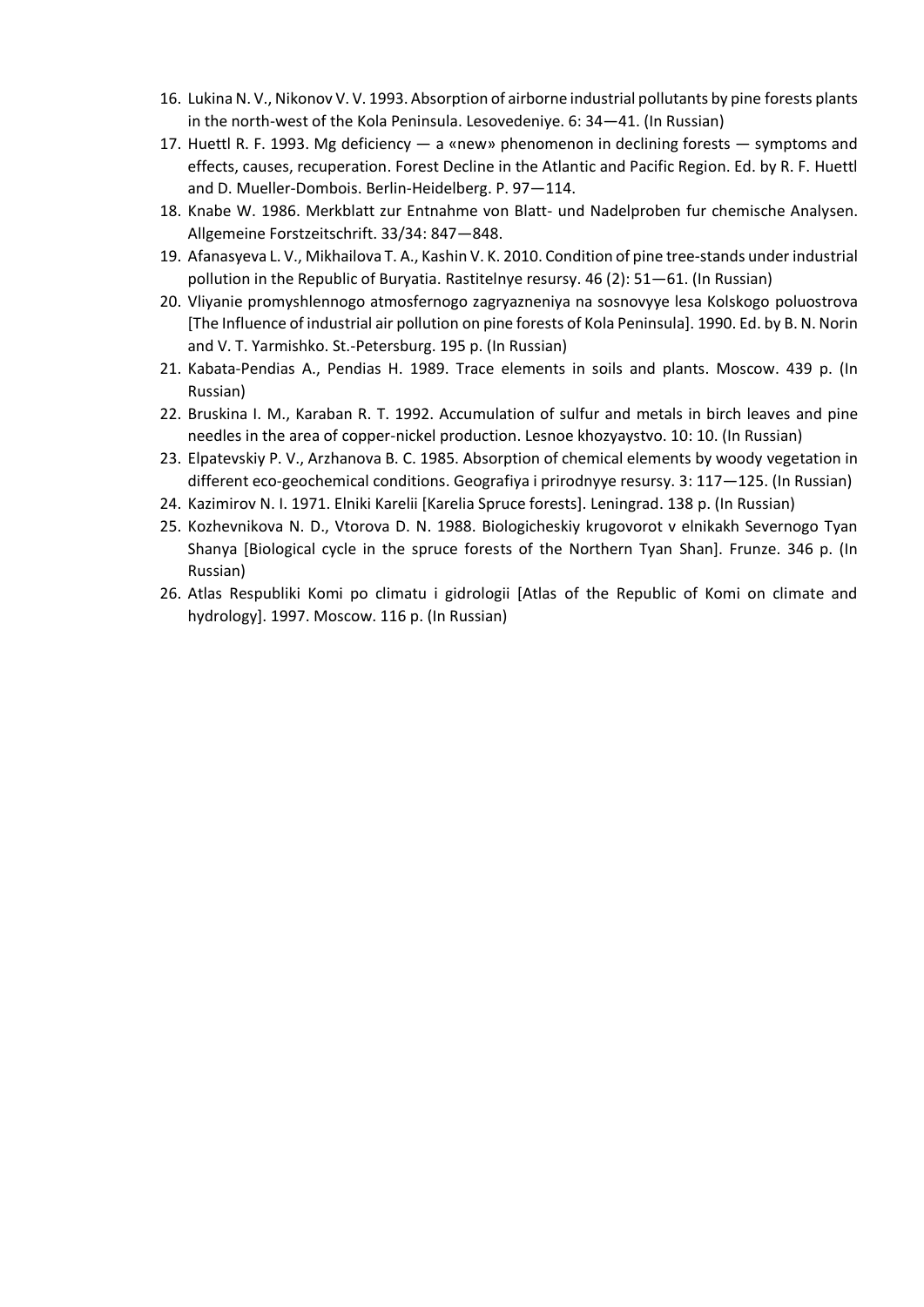16. Lukina N. V., Nikonov V. V. 1993. Absorption of airborne industrial pollutants by pine forests plants in the north-west of the Kola Peninsula. Lesovedeniye. 6: 34—41. (In Russian)
17. Huettl R. F. 1993. Mg deficiency — a «new» phenomenon in declining forests — symptoms and effects, causes, recuperation. Forest Decline in the Atlantic and Pacific Region. Ed. by R. F. Huettl and D. Mueller-Dombois. Berlin-Heidelberg. P. 97—114.
18. Knabe W. 1986. Merkblatt zur Entnahme von Blatt- und Nadelproben fur chemische Analysen. Allgemeine Forstzeitschrift. 33/34: 847—848.
19. Afanasyeva L. V., Mikhailova T. A., Kashin V. K. 2010. Condition of pine tree-stands under industrial pollution in the Republic of Buryatia. Rastitelnye resursy. 46 (2): 51—61. (In Russian)
20. Vliyanie promyshlennogo atmosfernogo zagryazneniya na sosnovyye lesa Kolskogo poluostrova [The Influence of industrial air pollution on pine forests of Kola Peninsula]. 1990. Ed. by B. N. Norin and V. T. Yarmishko. St.-Petersburg. 195 p. (In Russian)
21. Kabata-Pendias A., Pendias H. 1989. Trace elements in soils and plants. Moscow. 439 p. (In Russian)
22. Bruskina I. M., Karaban R. T. 1992. Accumulation of sulfur and metals in birch leaves and pine needles in the area of copper-nickel production. Lesnoe khozyaystvo. 10: 10. (In Russian)
23. Elpatevskiy P. V., Arzhanova B. C. 1985. Absorption of chemical elements by woody vegetation in different eco-geochemical conditions. Geografiya i prirodnyye resursy. 3: 117—125. (In Russian)
24. Kazimirov N. I. 1971. Elniki Karelii [Karelia Spruce forests]. Leningrad. 138 p. (In Russian)
25. Kozhevnikova N. D., Vtorova D. N. 1988. Biologicheskiy krugovorot v elnikakh Severnogo Tyan Shanya [Biological cycle in the spruce forests of the Northern Tyan Shan]. Frunze. 346 p. (In Russian)
26. Atlas Respubliki Komi po climatu i gidrologii [Atlas of the Republic of Komi on climate and hydrology]. 1997. Moscow. 116 p. (In Russian)